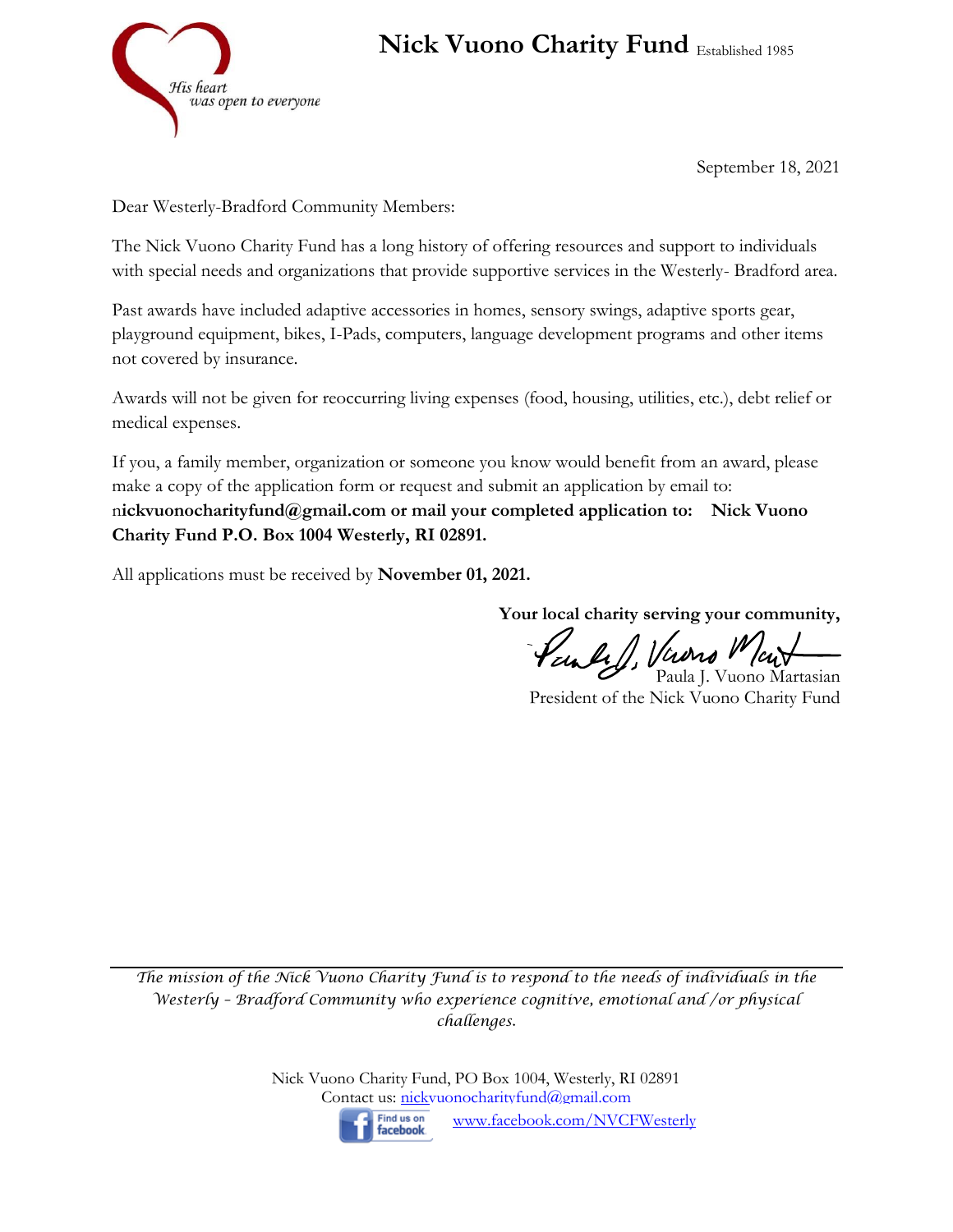His heart was open to everyone

# Nick Vuono Charity Fund Established 1985

September 18, 2021

Dear Westerly-Bradford Community Members:

The Nick Vuono Charity Fund has a long history of offering resources and support to individuals with special needs and organizations that provide supportive services in the Westerly- Bradford area.

Past awards have included adaptive accessories in homes, sensory swings, adaptive sports gear, playground equipment, bikes, I-Pads, computers, language development programs and other items not covered by insurance.

Awards will not be given for reoccurring living expenses (food, housing, utilities, etc.), debt relief or medical expenses.

If you, a family member, organization or someone you know would benefit from an award, please make a copy of the application form or request and submit an application by email to: n**ickvuonocharityfund@gmail.com or mail your completed application to: Nick Vuono Charity Fund P.O. Box 1004 Westerly, RI 02891.**

All applications must be received by **November 01, 2021.**

**Your local charity serving your community,**

Paula J. Vuono Martasian
President of the Nick Vuono Charity Fund

---

*The mission of the Nick Vuono Charity Fund is to respond to the needs of individuals in the Westerly – Bradford Community who experience cognitive, emotional and /or physical challenges.*

Nick Vuono Charity Fund, PO Box 1004, Westerly, RI 02891
Contact us: nickvuonocharityfund@gmail.com
Find us on facebook www.facebook.com/NVCFWesterly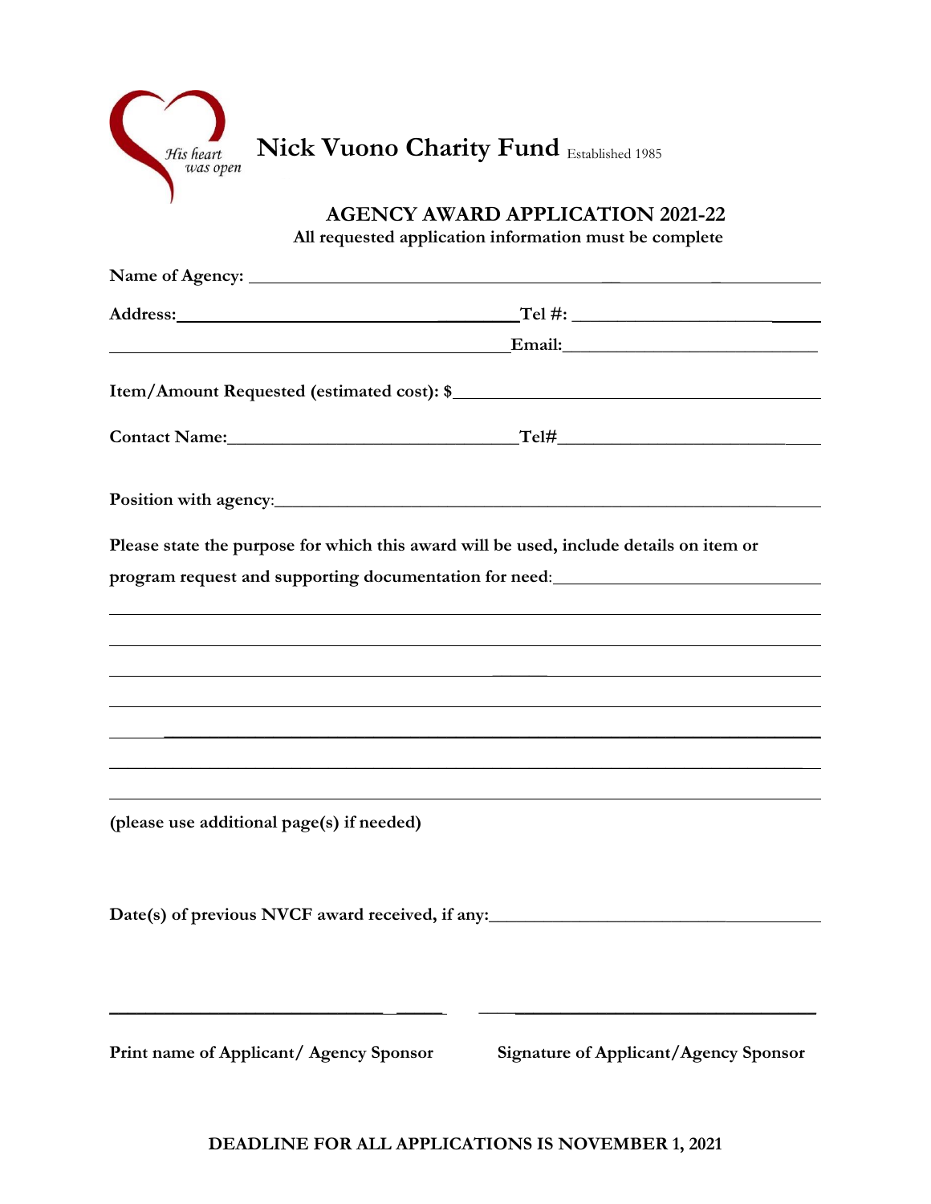His heart was open

# Nick Vuono Charity Fund Established 1985

## AGENCY AWARD APPLICATION 2021-22

**All requested application information must be complete**

**Name of Agency:** ____________________________________________

**Address:** ______________________________ **Tel #:** ______________________

______________________________ **Email:** ______________________

**Item/Amount Requested (estimated cost): $** ______________________________

**Contact Name:** ______________________________ **Tel#** ______________________

**Position with agency:** ____________________________________________

**Please state the purpose for which this award will be used, include details on item or program request and supporting documentation for need:** ______________________

____________________________________________

____________________________________________

____________________________________________

____________________________________________

____________________________________________

____________________________________________

____________________________________________

**(please use additional page(s) if needed)**

**Date(s) of previous NVCF award received, if any:** ______________________________

______________________________ ______________________________

**Print name of Applicant/ Agency Sponsor** **Signature of Applicant/Agency Sponsor**

**DEADLINE FOR ALL APPLICATIONS IS NOVEMBER 1, 2021**